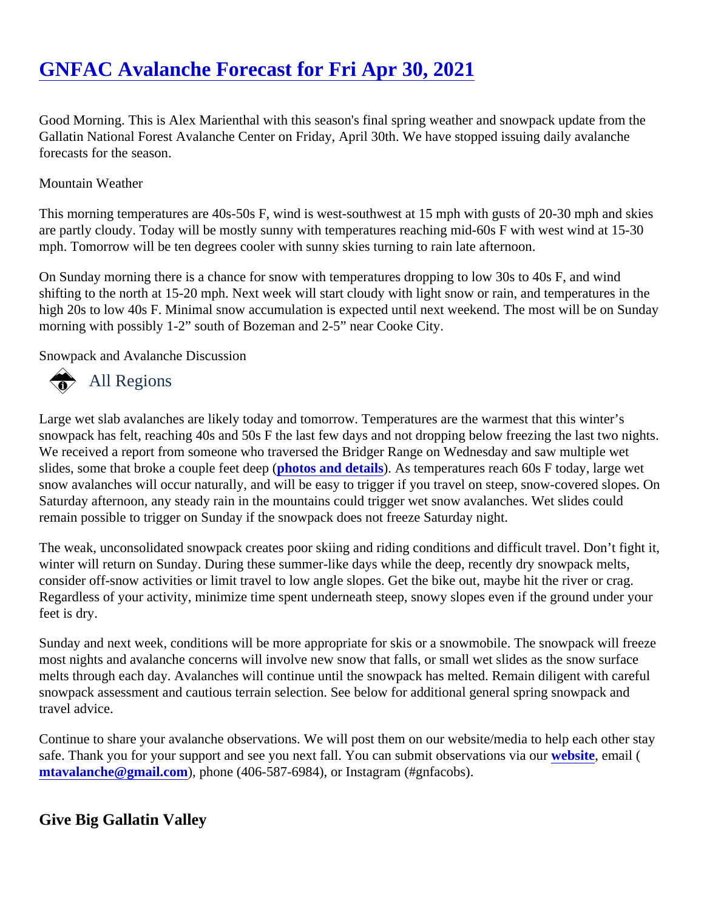# GNFAC Avalanche Forecast for Fri Apr 30, 2021

Good Morning. This is Alex Marienthal with this season's final spring weather and snowpack update from the Gallatin National Forest Avalanche Center on Friday, April 30th. We have stopped issuing daily avalanche forecasts for the season.

Mountain Weather

This morning temperatures are 40s-50s F, wind is west-southwest at 15 mph with gusts of 20-30 mph and skies are partly cloudy. Today will be mostly sunny with temperatures reaching mid-60s F with west wind at 15-30 mph. Tomorrow will be ten degrees cooler with sunny skies turning to rain late afternoon.

On Sunday morning there is a chance for snow with temperatures dropping to low 30s to 40s F, and wind shifting to the north at 15-20 mph. Next week will start cloudy with light snow or rain, and temperatures in the high 20s to low 40s F. Minimal snow accumulation is expected until next weekend. The most will be on Sunday morning with possibly 1-2" south of Bozeman and 2-5" near Cooke City.

Snowpack and Avalanche Discussion

## All Regions

Large wet slab avalanches are likely today and tomorrow. Temperatures are the warmest that this winter's snowpack has felt, reaching 40s and 50s F the last few days and not dropping below freezing the last two nights. We received a report from someone who traversed the Bridger Range on Wednesday and saw multiple wet slides, some that broke a couple feet deep (**photos and details**). As temperatures reach 60s F today, large wet snow avalanches will occur naturally, and will be easy to trigger if you travel on steep, snow-covered slopes. On Saturday afternoon, any steady rain in the mountains could trigger wet snow avalanches. Wet slides could remain possible to trigger on Sunday if the snowpack does not freeze Saturday night.

The weak, unconsolidated snowpack creates poor skiing and riding conditions and difficult travel. Don't fight it, winter will return on Sunday. During these summer-like days while the deep, recently dry snowpack melts, consider off-snow activities or limit travel to low angle slopes. Get the bike out, maybe hit the river or crag. Regardless of your activity, minimize time spent underneath steep, snowy slopes even if the ground under your feet is dry.

Sunday and next week, conditions will be more appropriate for skis or a snowmobile. The snowpack will freeze most nights and avalanche concerns will involve new snow that falls, or small wet slides as the snow surface melts through each day. Avalanches will continue until the snowpack has melted. Remain diligent with careful snowpack assessment and cautious terrain selection. See below for additional general spring snowpack and travel advice.

Continue to share your avalanche observations. We will post them on our website/media to help each other stay safe. Thank you for your support and see you next fall. You can submit observations via our **website**, email (**mtavalanche@gmail.com**), phone (406-587-6984), or Instagram (#gnfacobs).

### Give Big Gallatin Valley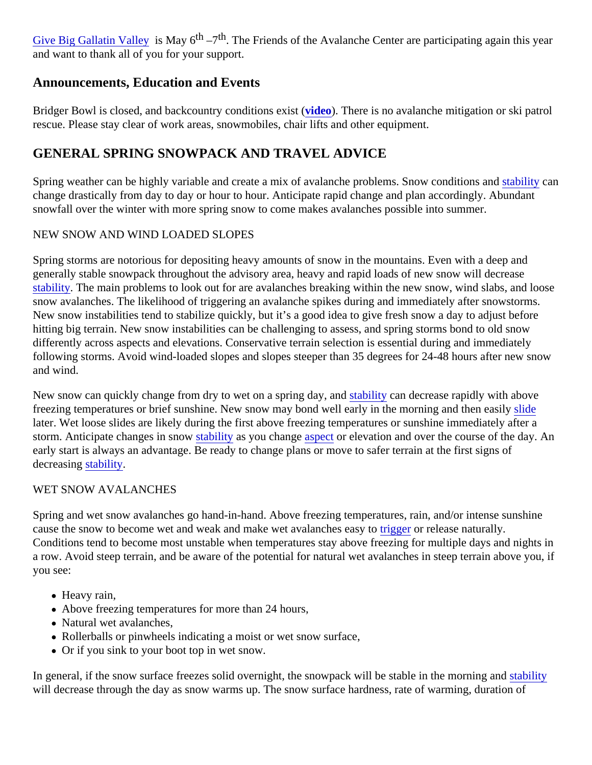Give Big Gallatin Valley is May 6th–7th. The Friends of the Avalanche Center are participating again this year and want to thank all of you for your support.

## Announcements, Education and Events

Bridger Bowl is closed, and backcountry conditions exist (**video**). There is no avalanche mitigation or ski patrol rescue. Please stay clear of work areas, snowmobiles, chair lifts and other equipment.

## GENERAL SPRING SNOWPACK AND TRAVEL ADVICE

Spring weather can be highly variable and create a mix of avalanche problems. Snow conditions and stability can change drastically from day to day or hour to hour. Anticipate rapid change and plan accordingly. Abundant snowfall over the winter with more spring snow to come makes avalanches possible into summer.

NEW SNOW AND WIND LOADED SLOPES

Spring storms are notorious for depositing heavy amounts of snow in the mountains. Even with a deep and generally stable snowpack throughout the advisory area, heavy and rapid loads of new snow will decrease stability. The main problems to look out for are avalanches breaking within the new snow, wind slabs, and loose snow avalanches. The likelihood of triggering an avalanche spikes during and immediately after snowstorms. New snow instabilities tend to stabilize quickly, but it's a good idea to give fresh snow a day to adjust before hitting big terrain. New snow instabilities can be challenging to assess, and spring storms bond to old snow differently across aspects and elevations. Conservative terrain selection is essential during and immediately following storms. Avoid wind-loaded slopes and slopes steeper than 35 degrees for 24-48 hours after new snow and wind.

New snow can quickly change from dry to wet on a spring day, and stability can decrease rapidly with above freezing temperatures or brief sunshine. New snow may bond well early in the morning and then easily slide later. Wet loose slides are likely during the first above freezing temperatures or sunshine immediately after a storm. Anticipate changes in snow stability as you change aspect or elevation and over the course of the day. An early start is always an advantage. Be ready to change plans or move to safer terrain at the first signs of decreasing stability.

WET SNOW AVALANCHES

Spring and wet snow avalanches go hand-in-hand. Above freezing temperatures, rain, and/or intense sunshine cause the snow to become wet and weak and make wet avalanches easy to trigger or release naturally. Conditions tend to become most unstable when temperatures stay above freezing for multiple days and nights in a row. Avoid steep terrain, and be aware of the potential for natural wet avalanches in steep terrain above you, if you see:

- Heavy rain,
- Above freezing temperatures for more than 24 hours,
- Natural wet avalanches,
- Rollerballs or pinwheels indicating a moist or wet snow surface,
- Or if you sink to your boot top in wet snow.

In general, if the snow surface freezes solid overnight, the snowpack will be stable in the morning and stability will decrease through the day as snow warms up. The snow surface hardness, rate of warming, duration of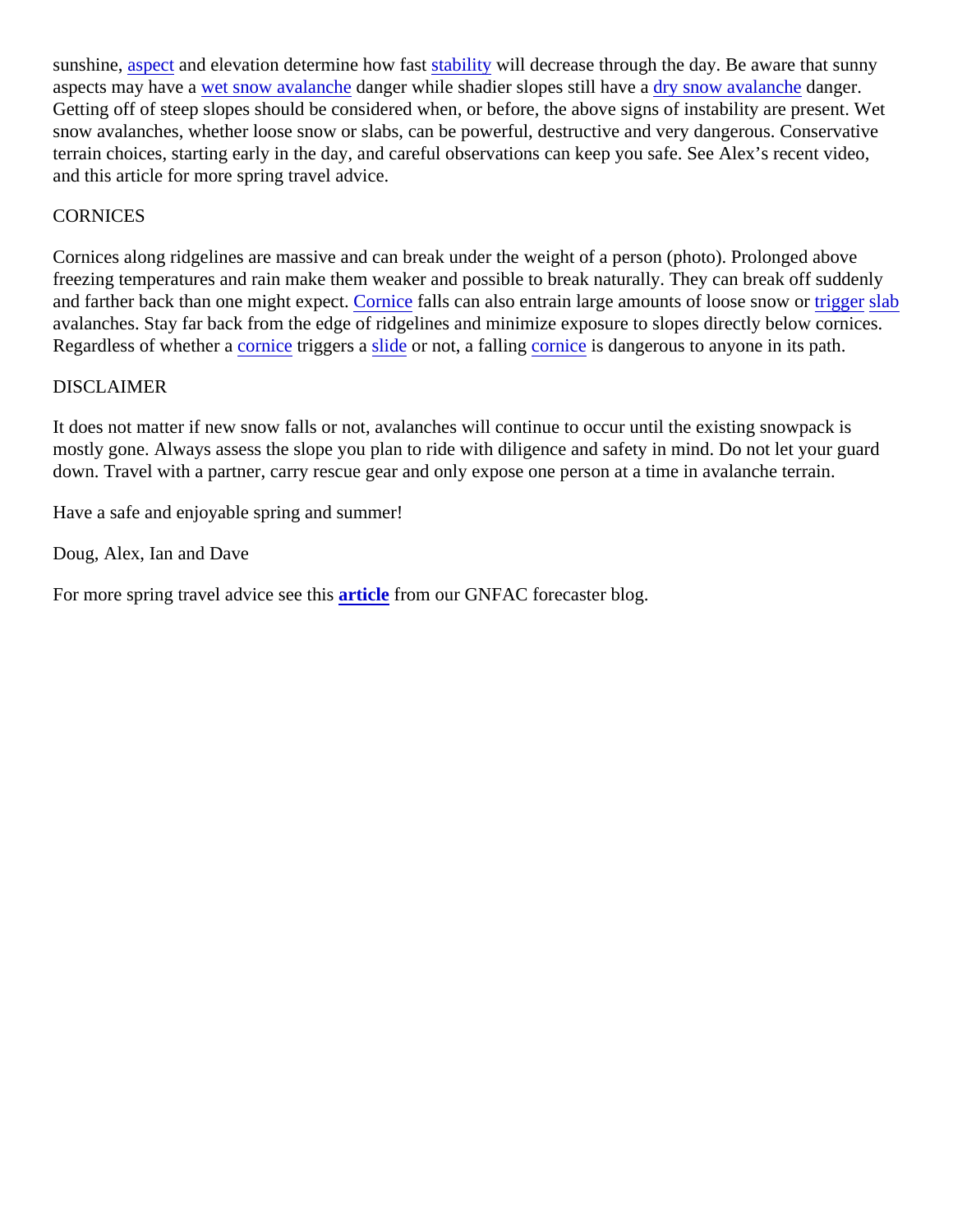sunshine, aspect and elevation determine how fast stability will decrease through the day. Be aware that sunny aspects may have a wet snow avalanche danger while shadier slopes still have a dry snow avalanche danger. Getting off of steep slopes should be considered when, or before, the above signs of instability are present. Wet snow avalanches, whether loose snow or slabs, can be powerful, destructive and very dangerous. Conservative terrain choices, starting early in the day, and careful observations can keep you safe. See Alex's recent video, and this article for more spring travel advice.

CORNICES

Cornices along ridgelines are massive and can break under the weight of a person (photo). Prolonged above freezing temperatures and rain make them weaker and possible to break naturally. They can break off suddenly and farther back than one might expect. Cornice falls can also entrain large amounts of loose snow or trigger slab avalanches. Stay far back from the edge of ridgelines and minimize exposure to slopes directly below cornices. Regardless of whether a cornice triggers a slide or not, a falling cornice is dangerous to anyone in its path.

DISCLAIMER

It does not matter if new snow falls or not, avalanches will continue to occur until the existing snowpack is mostly gone. Always assess the slope you plan to ride with diligence and safety in mind. Do not let your guard down. Travel with a partner, carry rescue gear and only expose one person at a time in avalanche terrain.

Have a safe and enjoyable spring and summer!

Doug, Alex, Ian and Dave

For more spring travel advice see this **article** from our GNFAC forecaster blog.